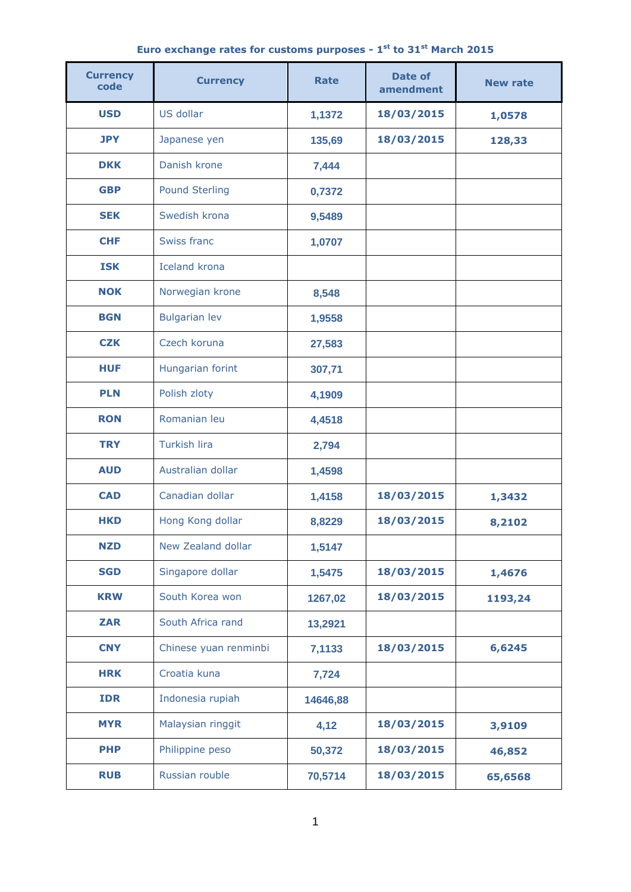# Euro exchange rates for customs purposes - 1st to 31st March 2015

| Currency code | Currency | Rate | Date of amendment | New rate |
|---|---|---|---|---|
| USD | US dollar | 1,1372 | 18/03/2015 | 1,0578 |
| JPY | Japanese yen | 135,69 | 18/03/2015 | 128,33 |
| DKK | Danish krone | 7,444 | | |
| GBP | Pound Sterling | 0,7372 | | |
| SEK | Swedish krona | 9,5489 | | |
| CHF | Swiss franc | 1,0707 | | |
| ISK | Iceland krona | | | |
| NOK | Norwegian krone | 8,548 | | |
| BGN | Bulgarian lev | 1,9558 | | |
| CZK | Czech koruna | 27,583 | | |
| HUF | Hungarian forint | 307,71 | | |
| PLN | Polish zloty | 4,1909 | | |
| RON | Romanian leu | 4,4518 | | |
| TRY | Turkish lira | 2,794 | | |
| AUD | Australian dollar | 1,4598 | | |
| CAD | Canadian dollar | 1,4158 | 18/03/2015 | 1,3432 |
| HKD | Hong Kong dollar | 8,8229 | 18/03/2015 | 8,2102 |
| NZD | New Zealand dollar | 1,5147 | | |
| SGD | Singapore dollar | 1,5475 | 18/03/2015 | 1,4676 |
| KRW | South Korea won | 1267,02 | 18/03/2015 | 1193,24 |
| ZAR | South Africa rand | 13,2921 | | |
| CNY | Chinese yuan renminbi | 7,1133 | 18/03/2015 | 6,6245 |
| HRK | Croatia kuna | 7,724 | | |
| IDR | Indonesia rupiah | 14646,88 | | |
| MYR | Malaysian ringgit | 4,12 | 18/03/2015 | 3,9109 |
| PHP | Philippine peso | 50,372 | 18/03/2015 | 46,852 |
| RUB | Russian rouble | 70,5714 | 18/03/2015 | 65,6568 |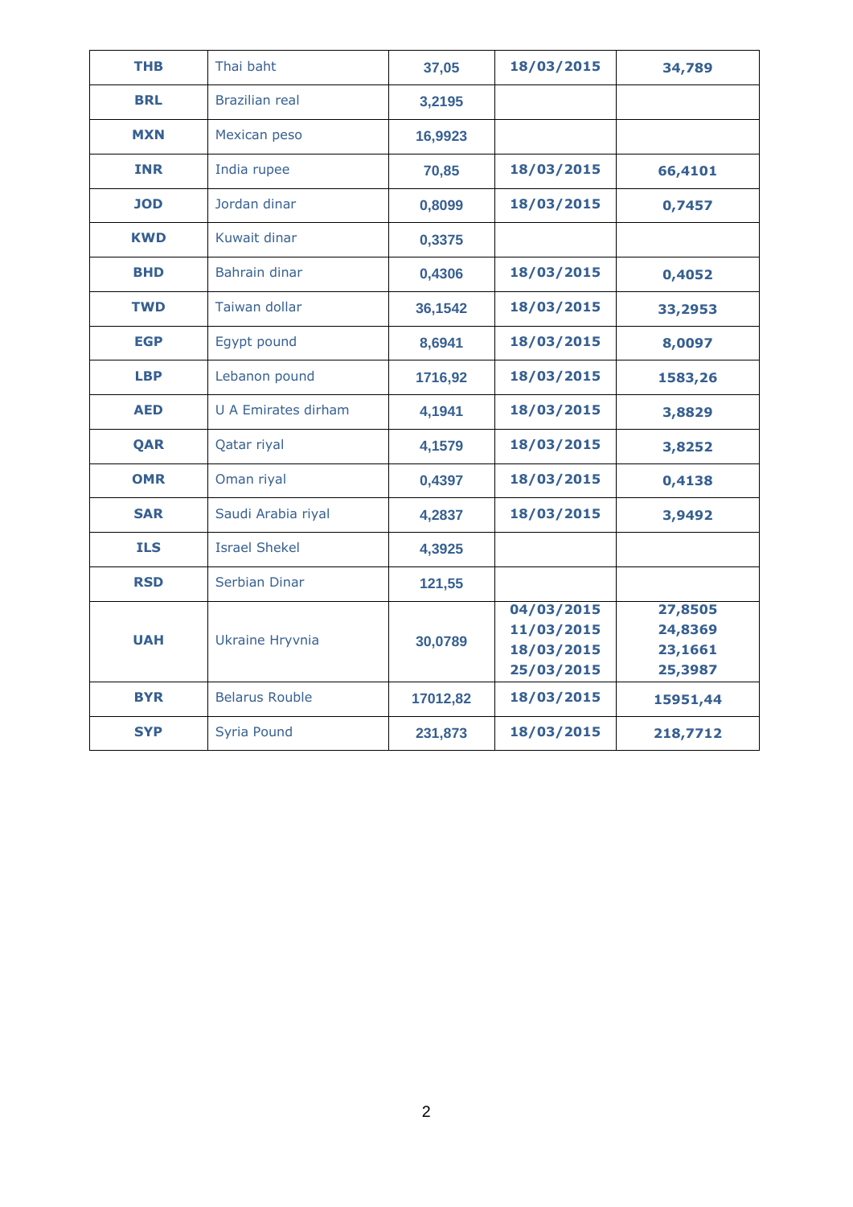| | | | | |
|---|---|---|---|---|
| **THB** | Thai baht | 37,05 | **18/03/2015** | **34,789** |
| **BRL** | Brazilian real | 3,2195 | | |
| **MXN** | Mexican peso | 16,9923 | | |
| **INR** | India rupee | 70,85 | **18/03/2015** | **66,4101** |
| **JOD** | Jordan dinar | 0,8099 | **18/03/2015** | **0,7457** |
| **KWD** | Kuwait dinar | 0,3375 | | |
| **BHD** | Bahrain dinar | 0,4306 | **18/03/2015** | **0,4052** |
| **TWD** | Taiwan dollar | 36,1542 | **18/03/2015** | **33,2953** |
| **EGP** | Egypt pound | 8,6941 | **18/03/2015** | **8,0097** |
| **LBP** | Lebanon pound | 1716,92 | **18/03/2015** | **1583,26** |
| **AED** | U A Emirates dirham | 4,1941 | **18/03/2015** | **3,8829** |
| **QAR** | Qatar riyal | 4,1579 | **18/03/2015** | **3,8252** |
| **OMR** | Oman riyal | 0,4397 | **18/03/2015** | **0,4138** |
| **SAR** | Saudi Arabia riyal | 4,2837 | **18/03/2015** | **3,9492** |
| **ILS** | Israel Shekel | 4,3925 | | |
| **RSD** | Serbian Dinar | 121,55 | | |
| **UAH** | Ukraine Hryvnia | 30,0789 | **04/03/2015** <br> **11/03/2015** <br> **18/03/2015** <br> **25/03/2015** | **27,8505** <br> **24,8369** <br> **23,1661** <br> **25,3987** |
| **BYR** | Belarus Rouble | 17012,82 | **18/03/2015** | **15951,44** |
| **SYP** | Syria Pound | 231,873 | **18/03/2015** | **218,7712** |